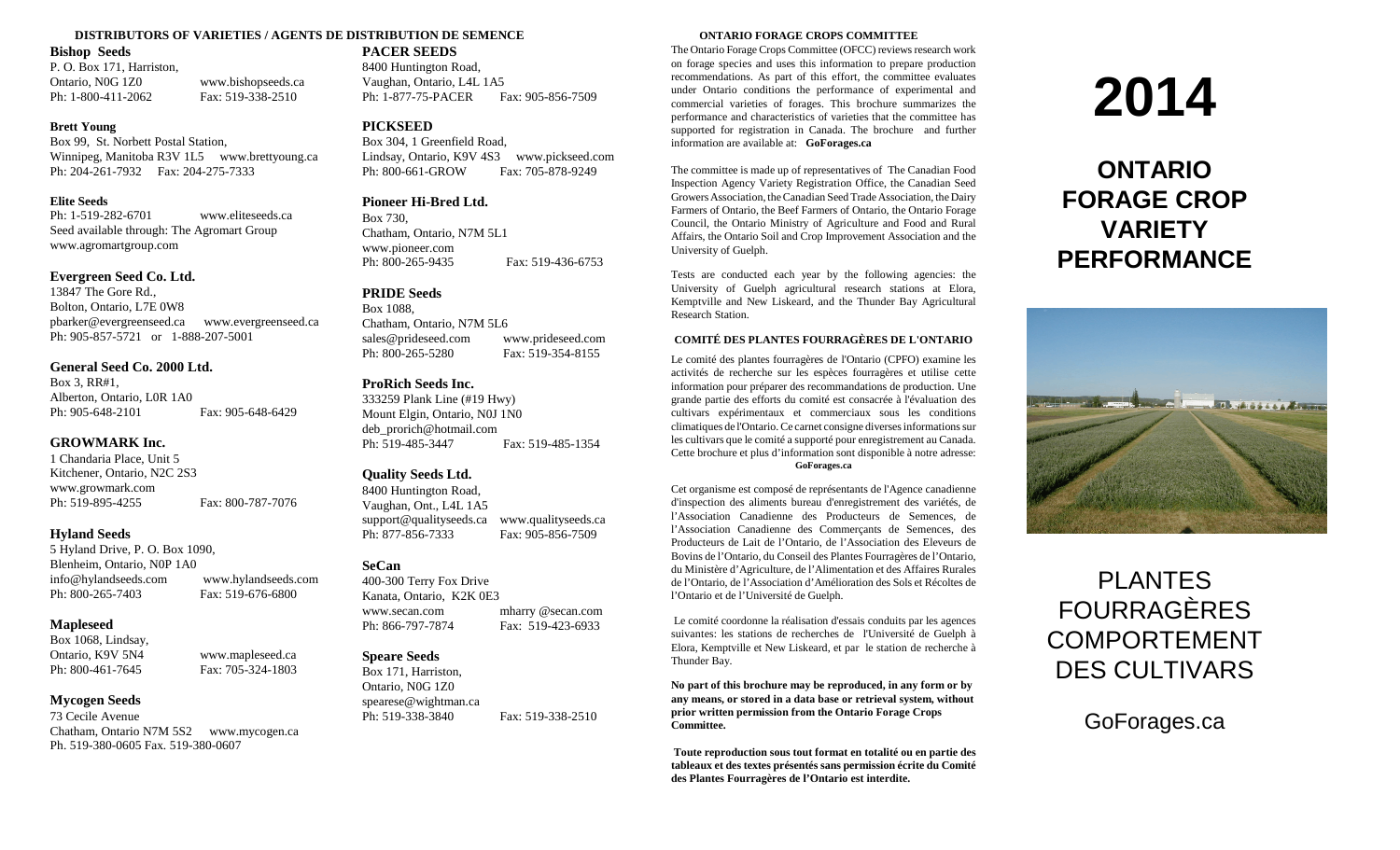## DISTRIBUTORS OF VARIETIES / AGENTS DE DISTRIBUTION DE SEMENCE

**Bishop Seeds**
P. O. Box 171, Harriston,
Ontario, N0G 1Z0 www.bishopseeds.ca
Ph: 1-800-411-2062 Fax: 519-338-2510

**Brett Young**
Box 99, St. Norbett Postal Station,
Winnipeg, Manitoba R3V 1L5 www.brettyoung.ca
Ph: 204-261-7932 Fax: 204-275-7333

**Elite Seeds**
Ph: 1-519-282-6701 www.eliteseeds.ca
Seed available through: The Agromart Group
www.agromartgroup.com

**Evergreen Seed Co. Ltd.**
13847 The Gore Rd.,
Bolton, Ontario, L7E 0W8
pbarker@evergreenseed.ca www.evergreenseed.ca
Ph: 905-857-5721 or 1-888-207-5001

**General Seed Co. 2000 Ltd.**
Box 3, RR#1,
Alberton, Ontario, L0R 1A0
Ph: 905-648-2101 Fax: 905-648-6429

**GROWMARK Inc.**
1 Chandaria Place, Unit 5
Kitchener, Ontario, N2C 2S3
www.growmark.com
Ph: 519-895-4255 Fax: 800-787-7076

**Hyland Seeds**
5 Hyland Drive, P. O. Box 1090,
Blenheim, Ontario, N0P 1A0
info@hylandseeds.com www.hylandseeds.com
Ph: 800-265-7403 Fax: 519-676-6800

**Mapleseed**
Box 1068, Lindsay,
Ontario, K9V 5N4 www.mapleseed.ca
Ph: 800-461-7645 Fax: 705-324-1803

**Mycogen Seeds**
73 Cecile Avenue
Chatham, Ontario N7M 5S2 www.mycogen.ca
Ph. 519-380-0605 Fax. 519-380-0607

**PACER SEEDS**
8400 Huntington Road,
Vaughan, Ontario, L4L 1A5
Ph: 1-877-75-PACER Fax: 905-856-7509

**PICKSEED**
Box 304, 1 Greenfield Road,
Lindsay, Ontario, K9V 4S3 www.pickseed.com
Ph: 800-661-GROW Fax: 705-878-9249

**Pioneer Hi-Bred Ltd.**
Box 730,
Chatham, Ontario, N7M 5L1
www.pioneer.com
Ph: 800-265-9435 Fax: 519-436-6753

**PRIDE Seeds**
Box 1088,
Chatham, Ontario, N7M 5L6
sales@prideseed.com www.prideseed.com
Ph: 800-265-5280 Fax: 519-354-8155

**ProRich Seeds Inc.**
333259 Plank Line (#19 Hwy)
Mount Elgin, Ontario, N0J 1N0
deb_prorich@hotmail.com
Ph: 519-485-3447 Fax: 519-485-1354

**Quality Seeds Ltd.**
8400 Huntington Road,
Vaughan, Ont., L4L 1A5
support@qualityseeds.ca www.qualityseeds.ca
Ph: 877-856-7333 Fax: 905-856-7509

**SeCan**
400-300 Terry Fox Drive
Kanata, Ontario, K2K 0E3
www.secan.com mharry @secan.com
Ph: 866-797-7874 Fax: 519-423-6933

**Speare Seeds**
Box 171, Harriston,
Ontario, N0G 1Z0
spearese@wightman.ca
Ph: 519-338-3840 Fax: 519-338-2510

## ONTARIO FORAGE CROPS COMMITTEE

The Ontario Forage Crops Committee (OFCC) reviews research work on forage species and uses this information to prepare production recommendations. As part of this effort, the committee evaluates under Ontario conditions the performance of experimental and commercial varieties of forages. This brochure summarizes the performance and characteristics of varieties that the committee has supported for registration in Canada. The brochure and further information are available at: **GoForages.ca**

The committee is made up of representatives of The Canadian Food Inspection Agency Variety Registration Office, the Canadian Seed Growers Association, the Canadian Seed Trade Association, the Dairy Farmers of Ontario, the Beef Farmers of Ontario, the Ontario Forage Council, the Ontario Ministry of Agriculture and Food and Rural Affairs, the Ontario Soil and Crop Improvement Association and the University of Guelph.

Tests are conducted each year by the following agencies: the University of Guelph agricultural research stations at Elora, Kemptville and New Liskeard, and the Thunder Bay Agricultural Research Station.

## COMITÉ DES PLANTES FOURRAGÈRES DE L'ONTARIO

Le comité des plantes fourragères de l'Ontario (CPFO) examine les activités de recherche sur les espèces fourragères et utilise cette information pour préparer des recommandations de production. Une grande partie des efforts du comité est consacrée à l'évaluation des cultivars expérimentaux et commerciaux sous les conditions climatiques de l'Ontario. Ce carnet consigne diverses informations sur les cultivars que le comité a supporté pour enregistrement au Canada. Cette brochure et plus d'information sont disponible à notre adresse: **GoForages.ca**

Cet organisme est composé de représentants de l'Agence canadienne d'inspection des aliments bureau d'enregistrement des variétés, de l'Association Canadienne des Producteurs de Semences, de l'Association Canadienne des Commerçants de Semences, des Producteurs de Lait de l'Ontario, de l'Association des Eleveurs de Bovins de l'Ontario, du Conseil des Plantes Fourragères de l'Ontario, du Ministère d'Agriculture, de l'Alimentation et des Affaires Rurales de l'Ontario, de l'Association d'Amélioration des Sols et Récoltes de l'Ontario et de l'Université de Guelph.

Le comité coordonne la réalisation d'essais conduits par les agences suivantes: les stations de recherches de l'Université de Guelph à Elora, Kemptville et New Liskeard, et par le station de recherche à Thunder Bay.

**No part of this brochure may be reproduced, in any form or by any means, or stored in a data base or retrieval system, without prior written permission from the Ontario Forage Crops Committee.**

**Toute reproduction sous tout format en totalité ou en partie des tableaux et des textes présentés sans permission écrite du Comité des Plantes Fourragères de l'Ontario est interdite.**

# 2014

# ONTARIO FORAGE CROP VARIETY PERFORMANCE

# PLANTES FOURRAGÈRES COMPORTEMENT DES CULTIVARS

GoForages.ca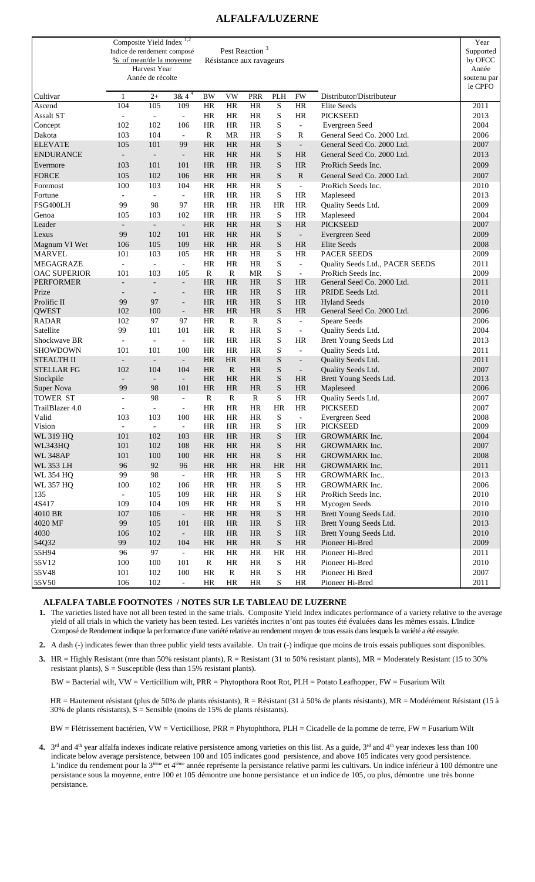# ALFALFA/LUZERNE

| Cultivar | Composite Yield Index [1,2] Indice de rendement composé % of mean/de la moyenne Harvest Year Année de récolte 1 | 2+ | 3& 4 [4] | Pest Reaction [3] Résistance aux ravageurs BW | VW | PRR | PLH | FW | Distributor/Distributeur | Year Supported by OFCC Année soutenu par le CPFO |
|---|---|---|---|---|---|---|---|---|---|---|
| Ascend | 104 | 105 | 109 | HR | HR | HR | S | HR | Elite Seeds | 2011 |
| Assalt ST | - | - | - | HR | HR | HR | S | HR | PICKSEED | 2013 |
| Concept | 102 | 102 | 106 | HR | HR | HR | S | - | Evergreen Seed | 2004 |
| Dakota | 103 | 104 | - | R | MR | HR | S | R | General Seed Co. 2000 Ltd. | 2006 |
| ELEVATE | 105 | 101 | 99 | HR | HR | HR | S | - | General Seed Co. 2000 Ltd. | 2007 |
| ENDURANCE | - | - | - | HR | HR | HR | S | HR | General Seed Co. 2000 Ltd. | 2013 |
| Evermore | 103 | 101 | 101 | HR | HR | HR | S | HR | ProRich Seeds Inc. | 2009 |
| FORCE | 105 | 102 | 106 | HR | HR | HR | S | R | General Seed Co. 2000 Ltd. | 2007 |
| Foremost | 100 | 103 | 104 | HR | HR | HR | S | - | ProRich Seeds Inc. | 2010 |
| Fortune | - | - | - | HR | HR | HR | S | HR | Mapleseed | 2013 |
| FSG400LH | 99 | 98 | 97 | HR | HR | HR | HR | HR | Quality Seeds Ltd. | 2009 |
| Genoa | 105 | 103 | 102 | HR | HR | HR | S | HR | Mapleseed | 2004 |
| Leader | - | - | - | HR | HR | HR | S | HR | PICKSEED | 2007 |
| Lexus | 99 | 102 | 101 | HR | HR | HR | S | - | Evergreen Seed | 2009 |
| Magnum VI Wet | 106 | 105 | 109 | HR | HR | HR | S | HR | Elite Seeds | 2008 |
| MARVEL | 101 | 103 | 105 | HR | HR | HR | S | HR | PACER SEEDS | 2009 |
| MEGAGRAZE | - | - | - | HR | HR | HR | S | - | Quality Seeds Ltd., PACER SEEDS | 2011 |
| OAC SUPERIOR | 101 | 103 | 105 | R | R | MR | S | - | ProRich Seeds Inc. | 2009 |
| PERFORMER | - | - | - | HR | HR | HR | S | HR | General Seed Co. 2000 Ltd. | 2011 |
| Prize | - | - | - | HR | HR | HR | S | HR | PRIDE Seeds Ltd. | 2011 |
| Prolific II | 99 | 97 | - | HR | HR | HR | S | HR | Hyland Seeds | 2010 |
| QWEST | 102 | 100 | - | HR | HR | HR | S | HR | General Seed Co. 2000 Ltd. | 2006 |
| RADAR | 102 | 97 | 97 | HR | R | R | S | - | Speare Seeds | 2006 |
| Satellite | 99 | 101 | 101 | HR | R | HR | S | - | Quality Seeds Ltd. | 2004 |
| Shockwave BR | - | - | - | HR | HR | HR | S | HR | Brett Young Seeds Ltd | 2013 |
| SHOWDOWN | 101 | 101 | 100 | HR | HR | HR | S | - | Quality Seeds Ltd. | 2011 |
| STEALTH II | - | - | - | HR | HR | HR | S | - | Quality Seeds Ltd. | 2011 |
| STELLAR FG | 102 | 104 | 104 | HR | R | HR | S | - | Quality Seeds Ltd. | 2007 |
| Stockpile | - | - | - | HR | HR | HR | S | HR | Brett Young Seeds Ltd. | 2013 |
| Super Nova | 99 | 98 | 101 | HR | HR | HR | S | HR | Mapleseed | 2006 |
| TOWER ST | - | 98 | - | R | R | R | S | HR | Quality Seeds Ltd. | 2007 |
| TrailBlazer 4.0 | - | - | - | HR | HR | HR | HR | HR | PICKSEED | 2007 |
| Valid | 103 | 103 | 100 | HR | HR | HR | S | - | Evergreen Seed | 2008 |
| Vision | - | - | - | HR | HR | HR | S | HR | PICKSEED | 2009 |
| WL 319 HQ | 101 | 102 | 103 | HR | HR | HR | S | HR | GROWMARK Inc. | 2004 |
| WL343HQ | 101 | 102 | 108 | HR | HR | HR | S | HR | GROWMARK Inc. | 2007 |
| WL 348AP | 101 | 100 | 100 | HR | HR | HR | S | HR | GROWMARK Inc. | 2008 |
| WL 353 LH | 96 | 92 | 96 | HR | HR | HR | HR | HR | GROWMARK Inc. | 2011 |
| WL 354 HQ | 99 | 98 | - | HR | HR | HR | S | HR | GROWMARK Inc.. | 2013 |
| WL 357 HQ | 100 | 102 | 106 | HR | HR | HR | S | HR | GROWMARK Inc. | 2006 |
| 135 | - | 105 | 109 | HR | HR | HR | S | HR | ProRich Seeds Inc. | 2010 |
| 4S417 | 109 | 104 | 109 | HR | HR | HR | S | HR | Mycogen Seeds | 2010 |
| 4010 BR | 107 | 106 | - | HR | HR | HR | S | HR | Brett Young Seeds Ltd. | 2010 |
| 4020 MF | 99 | 105 | 101 | HR | HR | HR | S | HR | Brett Young Seeds Ltd. | 2013 |
| 4030 | 106 | 102 | - | HR | HR | HR | S | HR | Brett Young Seeds Ltd. | 2010 |
| 54Q32 | 99 | 102 | 104 | HR | HR | HR | S | HR | Pioneer Hi-Bred | 2009 |
| 55H94 | 96 | 97 | - | HR | HR | HR | HR | HR | Pioneer Hi-Bred | 2011 |
| 55V12 | 100 | 100 | 101 | R | HR | HR | S | HR | Pioneer Hi-Bred | 2010 |
| 55V48 | 101 | 102 | 100 | HR | R | HR | S | HR | Pioneer Hi Bred | 2007 |
| 55V50 | 106 | 102 | - | HR | HR | HR | S | HR | Pioneer Hi-Bred | 2011 |

## ALFALFA TABLE FOOTNOTES / NOTES SUR LE TABLEAU DE LUZERNE

1. The varieties listed have not all been tested in the same trials. Composite Yield Index indicates performance of a variety relative to the average yield of all trials in which the variety has been tested. Les variétés incrites n'ont pas toutes été évaluées dans les mêmes essais. L'Indice Composé de Rendement indique la performance d'une variété relative au rendement moyen de tous essais dans lesquels la variété a été essayée.

2. A dash (-) indicates fewer than three public yield tests available. Un trait (-) indique que moins de trois essais publiques sont disponibles.

3. HR = Highly Resistant (mre than 50% resistant plants), R = Resistant (31 to 50% resistant plants), MR = Moderately Resistant (15 to 30% resistant plants), S = Susceptible (less than 15% resistant plants).

   BW = Bacterial wilt, VW = Verticillium wilt, PRR = Phytopthora Root Rot, PLH = Potato Leafhopper, FW = Fusarium Wilt

   HR = Hautement résistant (plus de 50% de plants résistants), R = Résistant (31 à 50% de plants résistants), MR = Modérément Résistant (15 à 30% de plants résistants), S = Sensible (moins de 15% de plants résistants).

   BW = Flétrissement bactérien, VW = Verticilliose, PRR = Phytophthora, PLH = Cicadelle de la pomme de terre, FW = Fusarium Wilt

4. 3rd and 4th year alfalfa indexes indicate relative persistence among varieties on this list. As a guide, 3rd and 4th year indexes less than 100 indicate below average persistence, between 100 and 105 indicates good persistence, and above 105 indicates very good persistence. L'indice du rendement pour la 3ième et 4ième année représente la persistance relative parmi les cultivars. Un indice inférieur à 100 démontre une persistance sous la moyenne, entre 100 et 105 démontre une bonne persistance et un indice de 105, ou plus, démontre une très bonne persistance.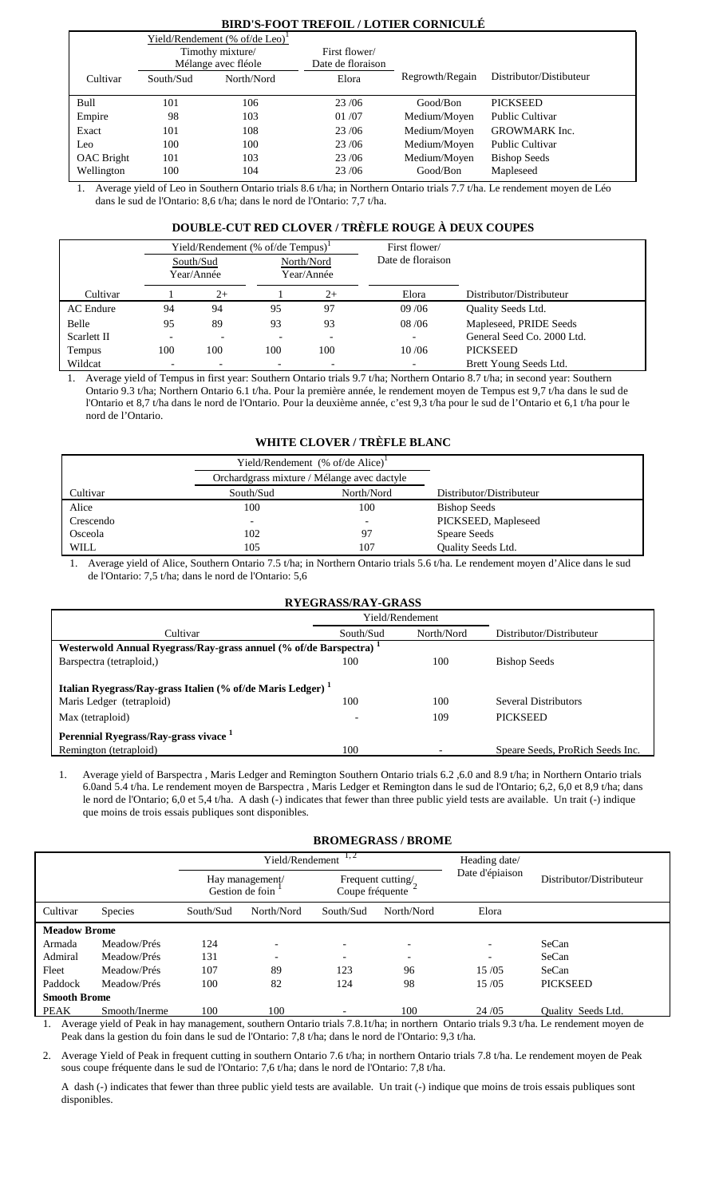## BIRD'S-FOOT TREFOIL / LOTIER CORNICULÉ

| Cultivar | Yield/Rendement (% of/de Leo)[1] Timothy mixture/ Mélange avec fléole | | First flower/ Date de floraison | Regrowth/Regain | Distributor/Distibuteur |
|---|---|---|---|---|---|
| | South/Sud | North/Nord | Elora | | |
| Bull | 101 | 106 | 23 /06 | Good/Bon | PICKSEED |
| Empire | 98 | 103 | 01 /07 | Medium/Moyen | Public Cultivar |
| Exact | 101 | 108 | 23 /06 | Medium/Moyen | GROWMARK Inc. |
| Leo | 100 | 100 | 23 /06 | Medium/Moyen | Public Cultivar |
| OAC Bright | 101 | 103 | 23 /06 | Medium/Moyen | Bishop Seeds |
| Wellington | 100 | 104 | 23 /06 | Good/Bon | Mapleseed |

1. Average yield of Leo in Southern Ontario trials 8.6 t/ha; in Northern Ontario trials 7.7 t/ha. Le rendement moyen de Léo dans le sud de l'Ontario: 8,6 t/ha; dans le nord de l'Ontario: 7,7 t/ha.

## DOUBLE-CUT RED CLOVER / TRÈFLE ROUGE À DEUX COUPES

| Cultivar | Yield/Rendement (% of/de Tempus)[1] South/Sud Year/Année | | North/Nord Year/Année | | First flower/ Date de floraison | Distributor/Distributeur |
|---|---|---|---|---|---|---|
| | 1 | 2+ | 1 | 2+ | Elora | |
| AC Endure | 94 | 94 | 95 | 97 | 09 /06 | Quality Seeds Ltd. |
| Belle | 95 | 89 | 93 | 93 | 08 /06 | Mapleseed, PRIDE Seeds |
| Scarlett II | - | - | - | - | - | General Seed Co. 2000 Ltd. |
| Tempus | 100 | 100 | 100 | 100 | 10 /06 | PICKSEED |
| Wildcat | - | - | - | - | - | Brett Young Seeds Ltd. |

1. Average yield of Tempus in first year: Southern Ontario trials 9.7 t/ha; Northern Ontario 8.7 t/ha; in second year: Southern Ontario 9.3 t/ha; Northern Ontario 6.1 t/ha. Pour la première année, le rendement moyen de Tempus est 9,7 t/ha dans le sud de l'Ontario et 8,7 t/ha dans le nord de l'Ontario. Pour la deuxième année, c'est 9,3 t/ha pour le sud de l'Ontario et 6,1 t/ha pour le nord de l'Ontario.

## WHITE CLOVER / TRÈFLE BLANC

| Cultivar | Yield/Rendement (% of/de Alice)[1] Orchardgrass mixture / Mélange avec dactyle | | Distributor/Distributeur |
|---|---|---|---|
| | South/Sud | North/Nord | |
| Alice | 100 | 100 | Bishop Seeds |
| Crescendo | - | - | PICKSEED, Mapleseed |
| Osceola | 102 | 97 | Speare Seeds |
| WILL | 105 | 107 | Quality Seeds Ltd. |

1. Average yield of Alice, Southern Ontario trials 7.5 t/ha; in Northern Ontario trials 5.6 t/ha. Le rendement moyen d'Alice dans le sud de l'Ontario: 7,5 t/ha; dans le nord de l'Ontario: 5,6

## RYEGRASS/RAY-GRASS

| Cultivar | Yield/Rendement South/Sud | North/Nord | Distributor/Distributeur |
|---|---|---|---|
| **Westerwold Annual Ryegrass/Ray-grass annuel (% of/de Barspectra)[1]** | | | |
| Barspectra (tetraploid,) | 100 | 100 | Bishop Seeds |
| **Italian Ryegrass/Ray-grass Italien (% of/de Maris Ledger)[1]** | | | |
| Maris Ledger (tetraploid) | 100 | 100 | Several Distributors |
| Max (tetraploid) | - | 109 | PICKSEED |
| **Perennial Ryegrass/Ray-grass vivace[1]** | | | |
| Remington (tetraploid) | 100 | - | Speare Seeds, ProRich Seeds Inc. |

1. Average yield of Barspectra , Maris Ledger and Remington Southern Ontario trials 6.2 ,6.0 and 8.9 t/ha; in Northern Ontario trials 6.0and 5.4 t/ha. Le rendement moyen de Barspectra , Maris Ledger et Remington dans le sud de l'Ontario; 6,2, 6,0 et 8,9 t/ha; dans le nord de l'Ontario; 6,0 et 5,4 t/ha. A dash (-) indicates that fewer than three public yield tests are available. Un trait (-) indique que moins de trois essais publiques sont disponibles.

## BROMEGRASS / BROME

| Cultivar | Species | Yield/Rendement[1,2] Hay management/ Gestion de foin[1] | | Frequent cutting/ Coupe fréquente[2] | | Heading date/ Date d'épiaison | Distributor/Distributeur |
|---|---|---|---|---|---|---|---|
| | | South/Sud | North/Nord | South/Sud | North/Nord | Elora | |
| **Meadow Brome** | | | | | | | |
| Armada | Meadow/Prés | 124 | - | - | - | - | SeCan |
| Admiral | Meadow/Prés | 131 | - | - | - | - | SeCan |
| Fleet | Meadow/Prés | 107 | 89 | 123 | 96 | 15 /05 | SeCan |
| Paddock | Meadow/Prés | 100 | 82 | 124 | 98 | 15 /05 | PICKSEED |
| **Smooth Brome** | | | | | | | |
| PEAK | Smooth/Inerme | 100 | 100 | - | 100 | 24 /05 | Quality Seeds Ltd. |

1. Average yield of Peak in hay management, southern Ontario trials 7.8.1t/ha; in northern Ontario trials 9.3 t/ha. Le rendement moyen de Peak dans la gestion du foin dans le sud de l'Ontario: 7,8 t/ha; dans le nord de l'Ontario: 9,3 t/ha.

2. Average Yield of Peak in frequent cutting in southern Ontario 7.6 t/ha; in northern Ontario trials 7.8 t/ha. Le rendement moyen de Peak sous coupe fréquente dans le sud de l'Ontario: 7,6 t/ha; dans le nord de l'Ontario: 7,8 t/ha.

A dash (-) indicates that fewer than three public yield tests are available. Un trait (-) indique que moins de trois essais publiques sont disponibles.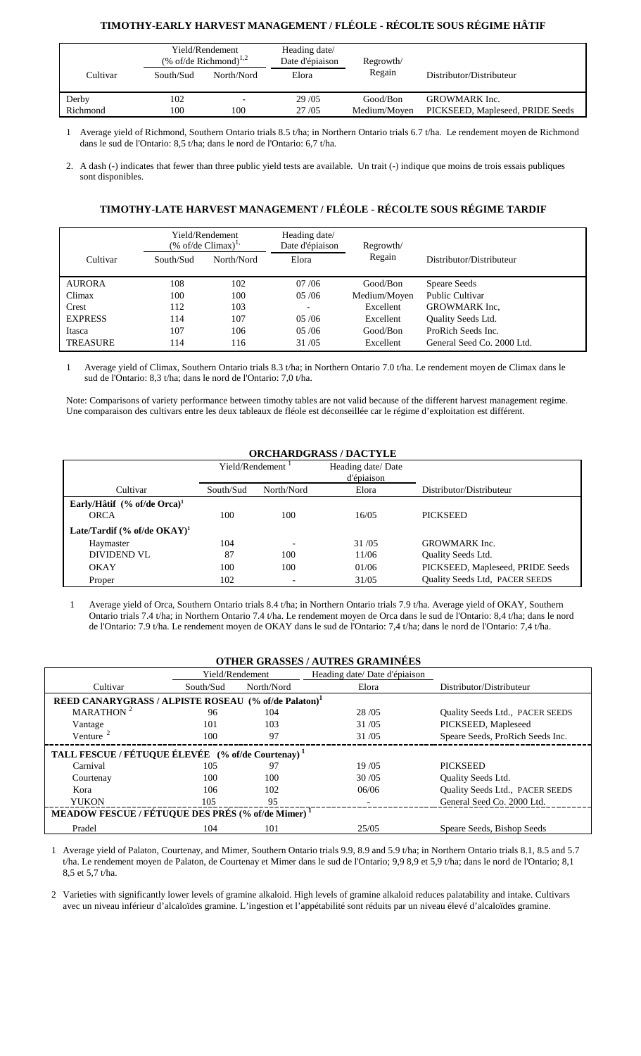## TIMOTHY-EARLY HARVEST MANAGEMENT / FLÉOLE - RÉCOLTE SOUS RÉGIME HÂTIF

| Cultivar | Yield/Rendement (% of/de Richmond)[1,2] South/Sud | North/Nord | Heading date/ Date d'épiaison Elora | Regrowth/ Regain | Distributor/Distributeur |
|---|---|---|---|---|---|
| Derby | 102 | - | 29 /05 | Good/Bon | GROWMARK Inc. |
| Richmond | 100 | 100 | 27 /05 | Medium/Moyen | PICKSEED, Mapleseed, PRIDE Seeds |

1 Average yield of Richmond, Southern Ontario trials 8.5 t/ha; in Northern Ontario trials 6.7 t/ha. Le rendement moyen de Richmond dans le sud de l'Ontario: 8,5 t/ha; dans le nord de l'Ontario: 6,7 t/ha.

2. A dash (-) indicates that fewer than three public yield tests are available. Un trait (-) indique que moins de trois essais publiques sont disponibles.

## TIMOTHY-LATE HARVEST MANAGEMENT / FLÉOLE - RÉCOLTE SOUS RÉGIME TARDIF

| Cultivar | Yield/Rendement (% of/de Climax)[1] South/Sud | North/Nord | Heading date/ Date d'épiaison Elora | Regrowth/ Regain | Distributor/Distributeur |
|---|---|---|---|---|---|
| AURORA | 108 | 102 | 07 /06 | Good/Bon | Speare Seeds |
| Climax | 100 | 100 | 05 /06 | Medium/Moyen | Public Cultivar |
| Crest | 112 | 103 | - | Excellent | GROWMARK Inc, |
| EXPRESS | 114 | 107 | 05 /06 | Excellent | Quality Seeds Ltd. |
| Itasca | 107 | 106 | 05 /06 | Good/Bon | ProRich Seeds Inc. |
| TREASURE | 114 | 116 | 31 /05 | Excellent | General Seed Co. 2000 Ltd. |

1 Average yield of Climax, Southern Ontario trials 8.3 t/ha; in Northern Ontario 7.0 t/ha. Le rendement moyen de Climax dans le sud de l'Ontario: 8,3 t/ha; dans le nord de l'Ontario: 7,0 t/ha.

Note: Comparisons of variety performance between timothy tables are not valid because of the different harvest management regime. Une comparaison des cultivars entre les deux tableaux de fléole est déconseillée car le régime d'exploitation est différent.

## ORCHARDGRASS / DACTYLE

| Cultivar | Yield/Rendement[1] South/Sud | North/Nord | Heading date/ Date d'épiaison Elora | Distributor/Distributeur |
|---|---|---|---|---|
| **Early/Hâtif (% of/de Orca)[1]** | | | | |
| ORCA | 100 | 100 | 16/05 | PICKSEED |
| **Late/Tardif (% of/de OKAY)[1]** | | | | |
| Haymaster | 104 | - | 31 /05 | GROWMARK Inc. |
| DIVIDEND VL | 87 | 100 | 11/06 | Quality Seeds Ltd. |
| OKAY | 100 | 100 | 01/06 | PICKSEED, Mapleseed, PRIDE Seeds |
| Proper | 102 | - | 31/05 | Quality Seeds Ltd, PACER SEEDS |

1 Average yield of Orca, Southern Ontario trials 8.4 t/ha; in Northern Ontario trials 7.9 t/ha. Average yield of OKAY, Southern Ontario trials 7.4 t/ha; in Northern Ontario 7.4 t/ha. Le rendement moyen de Orca dans le sud de l'Ontario: 8,4 t/ha; dans le nord de l'Ontario: 7.9 t/ha. Le rendement moyen de OKAY dans le sud de l'Ontario: 7,4 t/ha; dans le nord de l'Ontario: 7,4 t/ha.

## OTHER GRASSES / AUTRES GRAMINÉES

| Cultivar | Yield/Rendement South/Sud | North/Nord | Heading date/ Date d'épiaison Elora | Distributor/Distributeur |
|---|---|---|---|---|
| **REED CANARYGRASS / ALPISTE ROSEAU (% of/de Palaton)[1]** | | | | |
| MARATHON[2] | 96 | 104 | 28 /05 | Quality Seeds Ltd., PACER SEEDS |
| Vantage | 101 | 103 | 31 /05 | PICKSEED, Mapleseed |
| Venture[2] | 100 | 97 | 31 /05 | Speare Seeds, ProRich Seeds Inc. |
| **TALL FESCUE / FÉTUQUE ÉLEVÉE (% of/de Courtenay)[1]** | | | | |
| Carnival | 105 | 97 | 19 /05 | PICKSEED |
| Courtenay | 100 | 100 | 30 /05 | Quality Seeds Ltd. |
| Kora | 106 | 102 | 06/06 | Quality Seeds Ltd., PACER SEEDS |
| YUKON | 105 | 95 | - | General Seed Co. 2000 Ltd. |
| **MEADOW FESCUE / FÉTUQUE DES PRÉS (% of/de Mimer)[1]** | | | | |
| Pradel | 104 | 101 | 25/05 | Speare Seeds, Bishop Seeds |

1 Average yield of Palaton, Courtenay, and Mimer, Southern Ontario trials 9.9, 8.9 and 5.9 t/ha; in Northern Ontario trials 8.1, 8.5 and 5.7 t/ha. Le rendement moyen de Palaton, de Courtenay et Mimer dans le sud de l'Ontario; 9,9 8,9 et 5,9 t/ha; dans le nord de l'Ontario; 8,1 8,5 et 5,7 t/ha.

2 Varieties with significantly lower levels of gramine alkaloid. High levels of gramine alkaloid reduces palatability and intake. Cultivars avec un niveau inférieur d'alcaloïdes gramine. L'ingestion et l'appétabilité sont réduits par un niveau élevé d'alcaloïdes gramine.